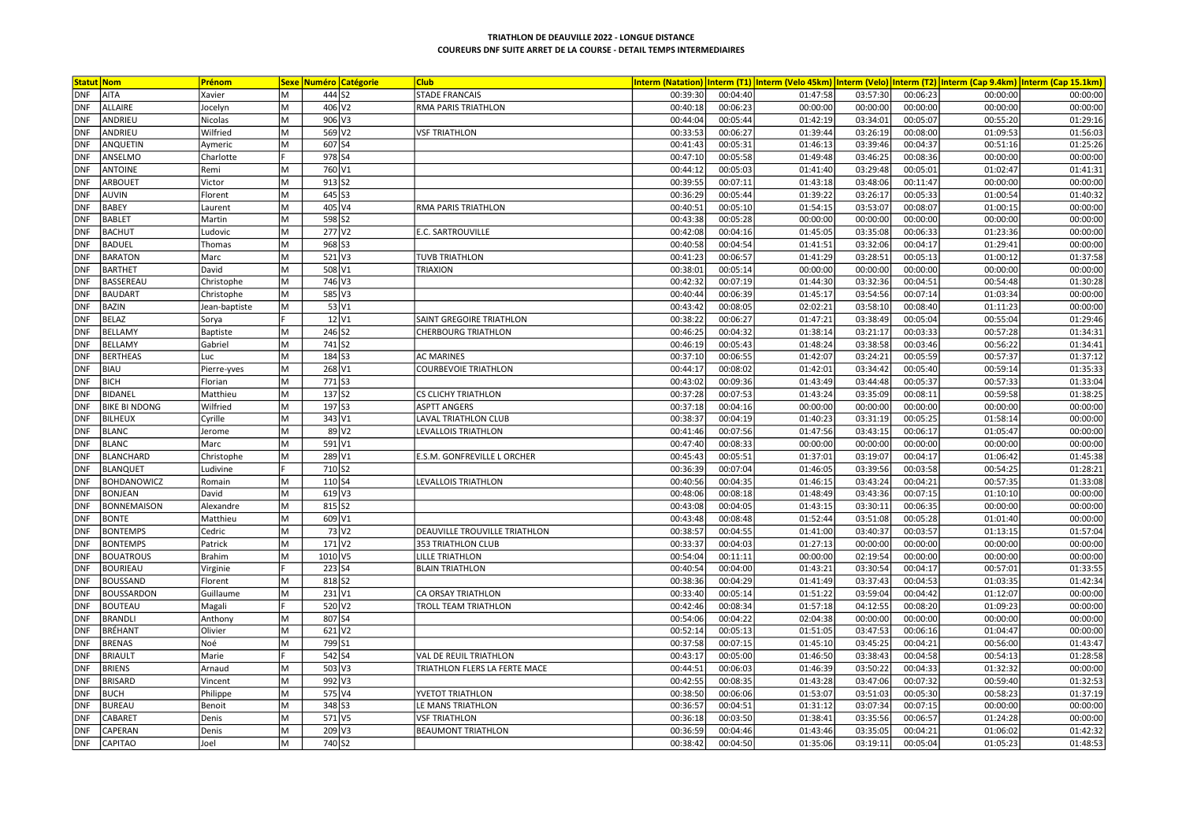# TRIATHLON DE DEAUVILLE 2022 - LONGUE DISTANCE

## COUREURS DNF SUITE ARRET DE LA COURSE - DETAIL TEMPS INTERMEDIAIRES

| Statut | Nom | Prénom | Sexe | Numéro | Catégorie | Club | Interm (Natation) | Interm (T1) | Interm (Velo 45km) | Interm (Velo) | Interm (T2) | Interm (Cap 9.4km) | Interm (Cap 15.1km) |
|---|---|---|---|---|---|---|---|---|---|---|---|---|---|
| DNF | AITA | Xavier | M | 444 | S2 | STADE FRANCAIS | 00:39:30 | 00:04:40 | 01:47:58 | 03:57:30 | 00:06:23 | 00:00:00 | 00:00:00 |
| DNF | ALLAIRE | Jocelyn | M | 406 | V2 | RMA PARIS TRIATHLON | 00:40:18 | 00:06:23 | 00:00:00 | 00:00:00 | 00:00:00 | 00:00:00 | 00:00:00 |
| DNF | ANDRIEU | Nicolas | M | 906 | V3 | | 00:44:04 | 00:05:44 | 01:42:19 | 03:34:01 | 00:05:07 | 00:55:20 | 01:29:16 |
| DNF | ANDRIEU | Wilfried | M | 569 | V2 | VSF TRIATHLON | 00:33:53 | 00:06:27 | 01:39:44 | 03:26:19 | 00:08:00 | 01:09:53 | 01:56:03 |
| DNF | ANQUETIN | Aymeric | M | 607 | S4 | | 00:41:43 | 00:05:31 | 01:46:13 | 03:39:46 | 00:04:37 | 00:51:16 | 01:25:26 |
| DNF | ANSELMO | Charlotte | F | 978 | S4 | | 00:47:10 | 00:05:58 | 01:49:48 | 03:46:25 | 00:08:36 | 00:00:00 | 00:00:00 |
| DNF | ANTOINE | Remi | M | 760 | V1 | | 00:44:12 | 00:05:03 | 01:41:40 | 03:29:48 | 00:05:01 | 01:02:47 | 01:41:31 |
| DNF | ARBOUET | Victor | M | 913 | S2 | | 00:39:55 | 00:07:11 | 01:43:18 | 03:48:06 | 00:11:47 | 00:00:00 | 00:00:00 |
| DNF | AUVIN | Florent | M | 645 | S3 | | 00:36:29 | 00:05:44 | 01:39:22 | 03:26:17 | 00:05:33 | 01:00:54 | 01:40:32 |
| DNF | BABEY | Laurent | M | 405 | V4 | RMA PARIS TRIATHLON | 00:40:51 | 00:05:10 | 01:54:15 | 03:53:07 | 00:08:07 | 01:00:15 | 00:00:00 |
| DNF | BABLET | Martin | M | 598 | S2 | | 00:43:38 | 00:05:28 | 00:00:00 | 00:00:00 | 00:00:00 | 00:00:00 | 00:00:00 |
| DNF | BACHUT | Ludovic | M | 277 | V2 | E.C. SARTROUVILLE | 00:42:08 | 00:04:16 | 01:45:05 | 03:35:08 | 00:06:33 | 01:23:36 | 00:00:00 |
| DNF | BADUEL | Thomas | M | 968 | S3 | | 00:40:58 | 00:04:54 | 01:41:51 | 03:32:06 | 00:04:17 | 01:29:41 | 00:00:00 |
| DNF | BARATON | Marc | M | 521 | V3 | TUVB TRIATHLON | 00:41:23 | 00:06:57 | 01:41:29 | 03:28:51 | 00:05:13 | 01:00:12 | 01:37:58 |
| DNF | BARTHET | David | M | 508 | V1 | TRIAXION | 00:38:01 | 00:05:14 | 00:00:00 | 00:00:00 | 00:00:00 | 00:00:00 | 00:00:00 |
| DNF | BASSEREAU | Christophe | M | 746 | V3 | | 00:42:32 | 00:07:19 | 01:44:30 | 03:32:36 | 00:04:51 | 00:54:48 | 01:30:28 |
| DNF | BAUDART | Christophe | M | 585 | V3 | | 00:40:44 | 00:06:39 | 01:45:17 | 03:54:56 | 00:07:14 | 01:03:34 | 00:00:00 |
| DNF | BAZIN | Jean-baptiste | M | 53 | V1 | | 00:43:42 | 00:08:05 | 02:02:21 | 03:58:10 | 00:08:40 | 01:11:23 | 00:00:00 |
| DNF | BELAZ | Sorya | F | 12 | V1 | SAINT GREGOIRE TRIATHLON | 00:38:22 | 00:06:27 | 01:47:21 | 03:38:49 | 00:05:04 | 00:55:04 | 01:29:46 |
| DNF | BELLAMY | Baptiste | M | 246 | S2 | CHERBOURG TRIATHLON | 00:46:25 | 00:04:32 | 01:38:14 | 03:21:17 | 00:03:33 | 00:57:28 | 01:34:31 |
| DNF | BELLAMY | Gabriel | M | 741 | S2 | | 00:46:19 | 00:05:43 | 01:48:24 | 03:38:58 | 00:03:46 | 00:56:22 | 01:34:41 |
| DNF | BERTHEAS | Luc | M | 184 | S3 | AC MARINES | 00:37:10 | 00:06:55 | 01:42:07 | 03:24:21 | 00:05:59 | 00:57:37 | 01:37:12 |
| DNF | BIAU | Pierre-yves | M | 268 | V1 | COURBEVOIE TRIATHLON | 00:44:17 | 00:08:02 | 01:42:01 | 03:34:42 | 00:05:40 | 00:59:14 | 01:35:33 |
| DNF | BICH | Florian | M | 771 | S3 | | 00:43:02 | 00:09:36 | 01:43:49 | 03:44:48 | 00:05:37 | 00:57:33 | 01:33:04 |
| DNF | BIDANEL | Matthieu | M | 137 | S2 | CS CLICHY TRIATHLON | 00:37:28 | 00:07:53 | 01:43:24 | 03:35:09 | 00:08:11 | 00:59:58 | 01:38:25 |
| DNF | BIKE BI NDONG | Wilfried | M | 197 | S3 | ASPTT ANGERS | 00:37:18 | 00:04:16 | 00:00:00 | 00:00:00 | 00:00:00 | 00:00:00 | 00:00:00 |
| DNF | BILHEUX | Cyrille | M | 343 | V1 | LAVAL TRIATHLON CLUB | 00:38:37 | 00:04:19 | 01:40:23 | 03:31:19 | 00:05:25 | 01:58:14 | 00:00:00 |
| DNF | BLANC | Jerome | M | 89 | V2 | LEVALLOIS TRIATHLON | 00:41:46 | 00:07:56 | 01:47:56 | 03:43:15 | 00:06:17 | 01:05:47 | 00:00:00 |
| DNF | BLANC | Marc | M | 591 | V1 | | 00:47:40 | 00:08:33 | 00:00:00 | 00:00:00 | 00:00:00 | 00:00:00 | 00:00:00 |
| DNF | BLANCHARD | Christophe | M | 289 | V1 | E.S.M. GONFREVILLE L ORCHER | 00:45:43 | 00:05:51 | 01:37:01 | 03:19:07 | 00:04:17 | 01:06:42 | 01:45:38 |
| DNF | BLANQUET | Ludivine | F | 710 | S2 | | 00:36:39 | 00:07:04 | 01:46:05 | 03:39:56 | 00:03:58 | 00:54:25 | 01:28:21 |
| DNF | BOHDANOWICZ | Romain | M | 110 | S4 | LEVALLOIS TRIATHLON | 00:40:56 | 00:04:35 | 01:46:15 | 03:43:24 | 00:04:21 | 00:57:35 | 01:33:08 |
| DNF | BONJEAN | David | M | 619 | V3 | | 00:48:06 | 00:08:18 | 01:48:49 | 03:43:36 | 00:07:15 | 01:10:10 | 00:00:00 |
| DNF | BONNEMAISON | Alexandre | M | 815 | S2 | | 00:43:08 | 00:04:05 | 01:43:15 | 03:30:11 | 00:06:35 | 00:00:00 | 00:00:00 |
| DNF | BONTE | Matthieu | M | 609 | V1 | | 00:43:48 | 00:08:48 | 01:52:44 | 03:51:08 | 00:05:28 | 01:01:40 | 00:00:00 |
| DNF | BONTEMPS | Cedric | M | 73 | V2 | DEAUVILLE TROUVILLE TRIATHLON | 00:38:57 | 00:04:55 | 01:41:00 | 03:40:37 | 00:03:57 | 01:13:15 | 01:57:04 |
| DNF | BONTEMPS | Patrick | M | 171 | V2 | 353 TRIATHLON CLUB | 00:33:37 | 00:04:03 | 01:27:13 | 00:00:00 | 00:00:00 | 00:00:00 | 00:00:00 |
| DNF | BOUATROUS | Brahim | M | 1010 | V5 | LILLE TRIATHLON | 00:54:04 | 00:11:11 | 00:00:00 | 02:19:54 | 00:00:00 | 00:00:00 | 00:00:00 |
| DNF | BOURIEAU | Virginie | F | 223 | S4 | BLAIN TRIATHLON | 00:40:54 | 00:04:00 | 01:43:21 | 03:30:54 | 00:04:17 | 00:57:01 | 01:33:55 |
| DNF | BOUSSAND | Florent | M | 818 | S2 | | 00:38:36 | 00:04:29 | 01:41:49 | 03:37:43 | 00:04:53 | 01:03:35 | 01:42:34 |
| DNF | BOUSSARDON | Guillaume | M | 231 | V1 | CA ORSAY TRIATHLON | 00:33:40 | 00:05:14 | 01:51:22 | 03:59:04 | 00:04:42 | 01:12:07 | 00:00:00 |
| DNF | BOUTEAU | Magali | F | 520 | V2 | TROLL TEAM TRIATHLON | 00:42:46 | 00:08:34 | 01:57:18 | 04:12:55 | 00:08:20 | 01:09:23 | 00:00:00 |
| DNF | BRANDLI | Anthony | M | 807 | S4 | | 00:54:06 | 00:04:22 | 02:04:38 | 00:00:00 | 00:00:00 | 00:00:00 | 00:00:00 |
| DNF | BRÉHANT | Olivier | M | 621 | V2 | | 00:52:14 | 00:05:13 | 01:51:05 | 03:47:53 | 00:06:16 | 01:04:47 | 00:00:00 |
| DNF | BRENAS | Noé | M | 799 | S1 | | 00:37:58 | 00:07:15 | 01:45:10 | 03:45:25 | 00:04:21 | 00:56:00 | 01:43:47 |
| DNF | BRIAULT | Marie | F | 542 | S4 | VAL DE REUIL TRIATHLON | 00:43:17 | 00:05:00 | 01:46:50 | 03:38:43 | 00:04:58 | 00:54:13 | 01:28:58 |
| DNF | BRIENS | Arnaud | M | 503 | V3 | TRIATHLON FLERS LA FERTE MACE | 00:44:51 | 00:06:03 | 01:46:39 | 03:50:22 | 00:04:33 | 01:32:32 | 00:00:00 |
| DNF | BRISARD | Vincent | M | 992 | V3 | | 00:42:55 | 00:08:35 | 01:43:28 | 03:47:06 | 00:07:32 | 00:59:40 | 01:32:53 |
| DNF | BUCH | Philippe | M | 575 | V4 | YVETOT TRIATHLON | 00:38:50 | 00:06:06 | 01:53:07 | 03:51:03 | 00:05:30 | 00:58:23 | 01:37:19 |
| DNF | BUREAU | Benoit | M | 348 | S3 | LE MANS TRIATHLON | 00:36:57 | 00:04:51 | 01:31:12 | 03:07:34 | 00:07:15 | 00:00:00 | 00:00:00 |
| DNF | CABARET | Denis | M | 571 | V5 | VSF TRIATHLON | 00:36:18 | 00:03:50 | 01:38:41 | 03:35:56 | 00:06:57 | 01:24:28 | 00:00:00 |
| DNF | CAPERAN | Denis | M | 209 | V3 | BEAUMONT TRIATHLON | 00:36:59 | 00:04:46 | 01:43:46 | 03:35:05 | 00:04:21 | 01:06:02 | 01:42:32 |
| DNF | CAPITAO | Joel | M | 740 | S2 | | 00:38:42 | 00:04:50 | 01:35:06 | 03:19:11 | 00:05:04 | 01:05:23 | 01:48:53 |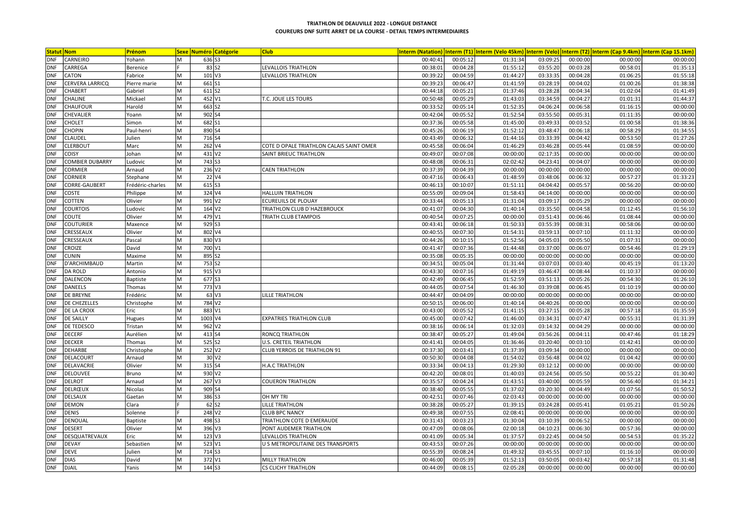**TRIATHLON DE DEAUVILLE 2022 - LONGUE DISTANCE**
**COUREURS DNF SUITE ARRET DE LA COURSE - DETAIL TEMPS INTERMEDIAIRES**

| Statut | Nom | Prénom | Sexe | Numéro | Catégorie | Club | Interm (Natation) | Interm (T1) | Interm (Velo 45km) | Interm (Velo) | Interm (T2) | Interm (Cap 9.4km) | Interm (Cap 15.1km) |
|---|---|---|---|---|---|---|---|---|---|---|---|---|---|
| DNF | CARNEIRO | Yohann | M | 636 | S3 | | 00:40:41 | 00:05:12 | 01:31:34 | 03:09:25 | 00:00:00 | 00:00:00 | 00:00:00 |
| DNF | CARREGA | Berenice | F | 83 | S2 | LEVALLOIS TRIATHLON | 00:38:01 | 00:04:28 | 01:55:12 | 03:55:20 | 00:03:28 | 00:58:01 | 01:35:13 |
| DNF | CATON | Fabrice | M | 101 | V3 | LEVALLOIS TRIATHLON | 00:39:22 | 00:04:59 | 01:44:27 | 03:33:35 | 00:04:28 | 01:06:25 | 01:55:18 |
| DNF | CERVERA LARRICQ | Pierre marie | M | 661 | S1 | | 00:39:23 | 00:06:47 | 01:41:59 | 03:28:19 | 00:04:02 | 01:00:26 | 01:38:38 |
| DNF | CHABERT | Gabriel | M | 611 | S2 | | 00:44:18 | 00:05:21 | 01:37:46 | 03:28:28 | 00:04:34 | 01:02:04 | 01:41:49 |
| DNF | CHALINE | Mickael | M | 452 | V1 | T.C. JOUE LES TOURS | 00:50:48 | 00:05:29 | 01:43:03 | 03:34:59 | 00:04:27 | 01:01:31 | 01:44:37 |
| DNF | CHAUFOUR | Harold | M | 663 | S2 | | 00:33:52 | 00:05:14 | 01:52:35 | 04:06:24 | 00:06:58 | 01:16:15 | 00:00:00 |
| DNF | CHEVALIER | Yoann | M | 902 | S4 | | 00:42:04 | 00:05:52 | 01:52:54 | 03:55:50 | 00:05:31 | 01:11:35 | 00:00:00 |
| DNF | CHOLET | Simon | M | 682 | S1 | | 00:37:36 | 00:05:58 | 01:45:00 | 03:49:33 | 00:03:52 | 01:00:58 | 01:38:36 |
| DNF | CHOPIN | Paul-henri | M | 890 | S4 | | 00:45:26 | 00:06:19 | 01:52:12 | 03:48:47 | 00:06:18 | 00:58:29 | 01:34:55 |
| DNF | CLAUDEL | Julien | M | 716 | S4 | | 00:43:49 | 00:06:32 | 01:44:16 | 03:33:39 | 00:04:42 | 00:53:50 | 01:27:26 |
| DNF | CLERBOUT | Marc | M | 262 | V4 | COTE D OPALE TRIATHLON CALAIS SAINT OMER | 00:45:58 | 00:06:04 | 01:46:29 | 03:46:28 | 00:05:44 | 01:08:59 | 00:00:00 |
| DNF | COISY | Johan | M | 431 | V2 | SAINT BRIEUC TRIATHLON | 00:49:07 | 00:07:08 | 00:00:00 | 02:17:35 | 00:00:00 | 00:00:00 | 00:00:00 |
| DNF | COMBIER DUBARRY | Ludovic | M | 743 | S3 | | 00:48:08 | 00:06:31 | 02:02:42 | 04:23:41 | 00:04:07 | 00:00:00 | 00:00:00 |
| DNF | CORMIER | Arnaud | M | 236 | V2 | CAEN TRIATHLON | 00:37:39 | 00:04:39 | 00:00:00 | 00:00:00 | 00:00:00 | 00:00:00 | 00:00:00 |
| DNF | CORNIER | Stephane | M | 22 | V4 | | 00:47:16 | 00:06:43 | 01:48:59 | 03:48:06 | 00:06:32 | 00:57:27 | 01:33:23 |
| DNF | CORRE-GAUBERT | Frédéric-charles | M | 615 | S3 | | 00:46:13 | 00:10:07 | 01:51:11 | 04:04:42 | 00:05:57 | 00:56:20 | 00:00:00 |
| DNF | COSTE | Philippe | M | 324 | V4 | HALLUIN TRIATHLON | 00:55:09 | 00:09:04 | 01:58:43 | 04:14:00 | 00:00:00 | 00:00:00 | 00:00:00 |
| DNF | COTTEN | Olivier | M | 991 | V2 | ECUREUILS DE PLOUAY | 00:33:44 | 00:05:13 | 01:31:04 | 03:09:17 | 00:05:29 | 00:00:00 | 00:00:00 |
| DNF | COURTOIS | Ludovic | M | 164 | V2 | TRIATHLON CLUB D`HAZEBROUCK | 00:41:07 | 00:04:30 | 01:40:14 | 03:35:50 | 00:04:58 | 01:12:45 | 01:56:10 |
| DNF | COUTE | Olivier | M | 479 | V1 | TRIATH CLUB ETAMPOIS | 00:40:54 | 00:07:25 | 00:00:00 | 03:51:43 | 00:06:46 | 01:08:44 | 00:00:00 |
| DNF | COUTURIER | Maxence | M | 929 | S3 | | 00:43:41 | 00:06:18 | 01:50:33 | 03:55:39 | 00:08:31 | 00:58:06 | 00:00:00 |
| DNF | CRESSEAUX | Olivier | M | 802 | V4 | | 00:40:55 | 00:07:30 | 01:54:31 | 03:59:13 | 00:07:10 | 01:11:32 | 00:00:00 |
| DNF | CRESSEAUX | Pascal | M | 830 | V3 | | 00:44:26 | 00:10:15 | 01:52:56 | 04:05:03 | 00:05:50 | 01:07:31 | 00:00:00 |
| DNF | CROIZE | David | M | 700 | V1 | | 00:41:47 | 00:07:36 | 01:44:48 | 03:37:00 | 00:06:07 | 00:54:46 | 01:29:19 |
| DNF | CUNIN | Maxime | M | 895 | S2 | | 00:35:08 | 00:05:35 | 00:00:00 | 00:00:00 | 00:00:00 | 00:00:00 | 00:00:00 |
| DNF | D'ARCHIMBAUD | Martin | M | 753 | S2 | | 00:34:51 | 00:05:04 | 01:31:44 | 03:07:03 | 00:03:40 | 00:45:19 | 01:13:20 |
| DNF | DA ROLD | Antonio | M | 915 | V3 | | 00:43:30 | 00:07:16 | 01:49:19 | 03:46:47 | 00:08:44 | 01:10:37 | 00:00:00 |
| DNF | DALENCON | Baptiste | M | 677 | S3 | | 00:42:49 | 00:06:45 | 01:52:59 | 03:51:13 | 00:05:26 | 00:54:30 | 01:26:10 |
| DNF | DANEELS | Thomas | M | 773 | V3 | | 00:44:05 | 00:07:54 | 01:46:30 | 03:39:08 | 00:06:45 | 01:10:19 | 00:00:00 |
| DNF | DE BREYNE | Frédéric | M | 63 | V3 | LILLE TRIATHLON | 00:44:47 | 00:04:09 | 00:00:00 | 00:00:00 | 00:00:00 | 00:00:00 | 00:00:00 |
| DNF | DE CHEZELLES | Christophe | M | 784 | V2 | | 00:50:15 | 00:06:00 | 01:40:14 | 04:40:26 | 00:00:00 | 00:00:00 | 00:00:00 |
| DNF | DE LA CROIX | Eric | M | 883 | V1 | | 00:43:00 | 00:05:52 | 01:41:15 | 03:27:15 | 00:05:28 | 00:57:18 | 01:35:59 |
| DNF | DE SAILLY | Hugues | M | 1003 | V4 | EXPATRIES TRIATHLON CLUB | 00:45:00 | 00:07:42 | 01:46:00 | 03:34:31 | 00:07:47 | 00:55:31 | 01:31:39 |
| DNF | DE TEDESCO | Tristan | M | 962 | V2 | | 00:38:16 | 00:06:14 | 01:32:03 | 03:14:32 | 00:04:29 | 00:00:00 | 00:00:00 |
| DNF | DECERF | Aurélien | M | 413 | S4 | RONCQ TRIATHLON | 00:38:47 | 00:05:27 | 01:49:04 | 03:56:26 | 00:04:11 | 00:47:46 | 01:18:29 |
| DNF | DECKER | Thomas | M | 525 | S2 | U.S. CRETEIL TRIATHLON | 00:41:41 | 00:04:05 | 01:36:46 | 03:20:40 | 00:03:10 | 01:42:41 | 00:00:00 |
| DNF | DEHARBE | Christophe | M | 252 | V2 | CLUB YERROIS DE TRIATHLON 91 | 00:37:30 | 00:03:41 | 01:37:39 | 03:09:34 | 00:00:00 | 00:00:00 | 00:00:00 |
| DNF | DELACOURT | Arnaud | M | 30 | V2 | | 00:50:30 | 00:04:08 | 01:54:02 | 03:56:48 | 00:04:02 | 01:04:42 | 00:00:00 |
| DNF | DELAVACRIE | Olivier | M | 315 | S4 | H.A.C TRIATHLON | 00:33:34 | 00:04:13 | 01:29:30 | 03:12:12 | 00:00:00 | 00:00:00 | 00:00:00 |
| DNF | DELOUVEE | Bruno | M | 930 | V2 | | 00:42:20 | 00:08:01 | 01:40:03 | 03:24:56 | 00:05:50 | 00:55:22 | 01:30:40 |
| DNF | DELROT | Arnaud | M | 267 | V3 | COUERON TRIATHLON | 00:35:57 | 00:04:24 | 01:43:51 | 03:40:00 | 00:05:59 | 00:56:40 | 01:34:21 |
| DNF | DELRŒUX | Nicolas | M | 909 | S4 | | 00:38:40 | 00:05:55 | 01:37:02 | 03:20:30 | 00:04:49 | 01:07:56 | 01:50:52 |
| DNF | DELSAUX | Gaetan | M | 386 | S3 | OH MY TRI | 00:42:51 | 00:07:46 | 02:03:43 | 00:00:00 | 00:00:00 | 00:00:00 | 00:00:00 |
| DNF | DEMON | Clara | F | 62 | S2 | LILLE TRIATHLON | 00:38:28 | 00:05:27 | 01:39:15 | 03:24:28 | 00:05:41 | 01:05:21 | 01:50:26 |
| DNF | DENIS | Solenne | F | 248 | V2 | CLUB BPC NANCY | 00:49:38 | 00:07:55 | 02:08:41 | 00:00:00 | 00:00:00 | 00:00:00 | 00:00:00 |
| DNF | DENOUAL | Baptiste | M | 498 | S3 | TRIATHLON COTE D EMERAUDE | 00:31:43 | 00:03:23 | 01:30:04 | 03:10:39 | 00:06:52 | 00:00:00 | 00:00:00 |
| DNF | DESERT | Olivier | M | 396 | V3 | PONT AUDEMER TRIATHLON | 00:47:09 | 00:08:06 | 02:00:18 | 04:10:23 | 00:06:30 | 00:57:36 | 00:00:00 |
| DNF | DESQUATREVAUX | Eric | M | 123 | V3 | LEVALLOIS TRIATHLON | 00:41:09 | 00:05:34 | 01:37:57 | 03:22:45 | 00:04:50 | 00:54:53 | 01:35:22 |
| DNF | DEVAY | Sebastien | M | 523 | V1 | U S METROPOLITAINE DES TRANSPORTS | 00:43:53 | 00:07:26 | 00:00:00 | 00:00:00 | 00:00:00 | 00:00:00 | 00:00:00 |
| DNF | DEVE | Julien | M | 714 | S3 | | 00:55:39 | 00:08:24 | 01:49:32 | 03:45:55 | 00:07:10 | 01:16:10 | 00:00:00 |
| DNF | DIAS | David | M | 372 | V1 | MILLY TRIATHLON | 00:46:00 | 00:05:39 | 01:52:13 | 03:50:05 | 00:03:42 | 00:57:18 | 01:31:48 |
| DNF | DJAIL | Yanis | M | 144 | S3 | CS CLICHY TRIATHLON | 00:44:09 | 00:08:15 | 02:05:28 | 00:00:00 | 00:00:00 | 00:00:00 | 00:00:00 |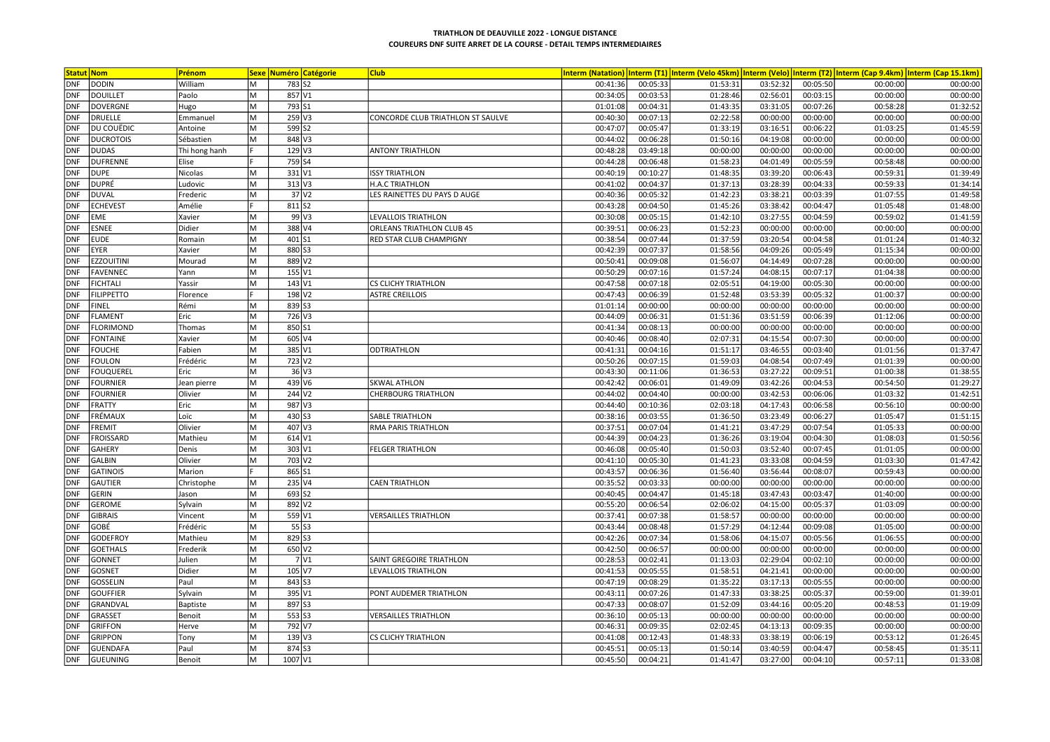**TRIATHLON DE DEAUVILLE 2022 - LONGUE DISTANCE**
**COUREURS DNF SUITE ARRET DE LA COURSE - DETAIL TEMPS INTERMEDIAIRES**

| Statut | Nom | Prénom | Sexe | Numéro | Catégorie | Club | Interm (Natation) | Interm (T1) | Interm (Velo 45km) | Interm (Velo) | Interm (T2) | Interm (Cap 9.4km) | Interm (Cap 15.1km) |
|---|---|---|---|---|---|---|---|---|---|---|---|---|---|
| DNF | DODIN | William | M | 783 | S2 | | 00:41:36 | 00:05:33 | 01:53:31 | 03:52:32 | 00:05:50 | 00:00:00 | 00:00:00 |
| DNF | DOUILLET | Paolo | M | 857 | V1 | | 00:34:05 | 00:03:53 | 01:28:46 | 02:56:01 | 00:03:15 | 00:00:00 | 00:00:00 |
| DNF | DOVERGNE | Hugo | M | 793 | S1 | | 01:01:08 | 00:04:31 | 01:43:35 | 03:31:05 | 00:07:26 | 00:58:28 | 01:32:52 |
| DNF | DRUELLE | Emmanuel | M | 259 | V3 | CONCORDE CLUB TRIATHLON ST SAULVE | 00:40:30 | 00:07:13 | 02:22:58 | 00:00:00 | 00:00:00 | 00:00:00 | 00:00:00 |
| DNF | DU COUËDIC | Antoine | M | 599 | S2 | | 00:47:07 | 00:05:47 | 01:33:19 | 03:16:51 | 00:06:22 | 01:03:25 | 01:45:59 |
| DNF | DUCROTOIS | Sébastien | M | 848 | V3 | | 00:44:02 | 00:06:28 | 01:50:16 | 04:19:08 | 00:00:00 | 00:00:00 | 00:00:00 |
| DNF | DUDAS | Thi hong hanh | F | 129 | V3 | ANTONY TRIATHLON | 00:48:28 | 03:49:18 | 00:00:00 | 00:00:00 | 00:00:00 | 00:00:00 | 00:00:00 |
| DNF | DUFRENNE | Elise | F | 759 | S4 | | 00:44:28 | 00:06:48 | 01:58:23 | 04:01:49 | 00:05:59 | 00:58:48 | 00:00:00 |
| DNF | DUPE | Nicolas | M | 331 | V1 | ISSY TRIATHLON | 00:40:19 | 00:10:27 | 01:48:35 | 03:39:20 | 00:06:43 | 00:59:31 | 01:39:49 |
| DNF | DUPRÉ | Ludovic | M | 313 | V3 | H.A.C TRIATHLON | 00:41:02 | 00:04:37 | 01:37:13 | 03:28:39 | 00:04:33 | 00:59:33 | 01:34:14 |
| DNF | DUVAL | Frederic | M | 37 | V2 | LES RAINETTES DU PAYS D AUGE | 00:40:36 | 00:05:32 | 01:42:23 | 03:38:21 | 00:03:39 | 01:07:55 | 01:49:58 |
| DNF | ECHEVEST | Amélie | F | 811 | S2 | | 00:43:28 | 00:04:50 | 01:45:26 | 03:38:42 | 00:04:47 | 01:05:48 | 01:48:00 |
| DNF | EME | Xavier | M | 99 | V3 | LEVALLOIS TRIATHLON | 00:30:08 | 00:05:15 | 01:42:10 | 03:27:55 | 00:04:59 | 00:59:02 | 01:41:59 |
| DNF | ESNEE | Didier | M | 388 | V4 | ORLEANS TRIATHLON CLUB 45 | 00:39:51 | 00:06:23 | 01:52:23 | 00:00:00 | 00:00:00 | 00:00:00 | 00:00:00 |
| DNF | EUDE | Romain | M | 401 | S1 | RED STAR CLUB CHAMPIGNY | 00:38:54 | 00:07:44 | 01:37:59 | 03:20:54 | 00:04:58 | 01:01:24 | 01:40:32 |
| DNF | EYER | Xavier | M | 880 | S3 | | 00:42:39 | 00:07:37 | 01:58:56 | 04:09:26 | 00:05:49 | 01:15:34 | 00:00:00 |
| DNF | EZZOUITINI | Mourad | M | 889 | V2 | | 00:50:41 | 00:09:08 | 01:56:07 | 04:14:49 | 00:07:28 | 00:00:00 | 00:00:00 |
| DNF | FAVENNEC | Yann | M | 155 | V1 | | 00:50:29 | 00:07:16 | 01:57:24 | 04:08:15 | 00:07:17 | 01:04:38 | 00:00:00 |
| DNF | FICHTALI | Yassir | M | 143 | V1 | CS CLICHY TRIATHLON | 00:47:58 | 00:07:18 | 02:05:51 | 04:19:00 | 00:05:30 | 00:00:00 | 00:00:00 |
| DNF | FILIPPETTO | Florence | F | 198 | V2 | ASTRE CREILLOIS | 00:47:43 | 00:06:39 | 01:52:48 | 03:53:39 | 00:05:32 | 01:00:37 | 00:00:00 |
| DNF | FINEL | Rémi | M | 839 | S3 | | 01:01:14 | 00:00:00 | 00:00:00 | 00:00:00 | 00:00:00 | 00:00:00 | 00:00:00 |
| DNF | FLAMENT | Eric | M | 726 | V3 | | 00:44:09 | 00:06:31 | 01:51:36 | 03:51:59 | 00:06:39 | 01:12:06 | 00:00:00 |
| DNF | FLORIMOND | Thomas | M | 850 | S1 | | 00:41:34 | 00:08:13 | 00:00:00 | 00:00:00 | 00:00:00 | 00:00:00 | 00:00:00 |
| DNF | FONTAINE | Xavier | M | 605 | V4 | | 00:40:46 | 00:08:40 | 02:07:31 | 04:15:54 | 00:07:30 | 00:00:00 | 00:00:00 |
| DNF | FOUCHE | Fabien | M | 385 | V1 | ODTRIATHLON | 00:41:31 | 00:04:16 | 01:51:17 | 03:46:55 | 00:03:40 | 01:01:56 | 01:37:47 |
| DNF | FOULON | Frédéric | M | 723 | V2 | | 00:50:26 | 00:07:15 | 01:59:03 | 04:08:54 | 00:07:49 | 01:01:39 | 00:00:00 |
| DNF | FOUQUEREL | Eric | M | 36 | V3 | | 00:43:30 | 00:11:06 | 01:36:53 | 03:27:22 | 00:09:51 | 01:00:38 | 01:38:55 |
| DNF | FOURNIER | Jean pierre | M | 439 | V6 | SKWAL ATHLON | 00:42:42 | 00:06:01 | 01:49:09 | 03:42:26 | 00:04:53 | 00:54:50 | 01:29:27 |
| DNF | FOURNIER | Olivier | M | 244 | V2 | CHERBOURG TRIATHLON | 00:44:02 | 00:04:40 | 00:00:00 | 03:42:53 | 00:06:06 | 01:03:32 | 01:42:51 |
| DNF | FRATTY | Eric | M | 987 | V3 | | 00:44:40 | 00:10:36 | 02:03:18 | 04:17:43 | 00:06:58 | 00:56:10 | 00:00:00 |
| DNF | FRÉMAUX | Loïc | M | 430 | S3 | SABLE TRIATHLON | 00:38:16 | 00:03:55 | 01:36:50 | 03:23:49 | 00:06:27 | 01:05:47 | 01:51:15 |
| DNF | FREMIT | Olivier | M | 407 | V3 | RMA PARIS TRIATHLON | 00:37:51 | 00:07:04 | 01:41:21 | 03:47:29 | 00:07:54 | 01:05:33 | 00:00:00 |
| DNF | FROISSARD | Mathieu | M | 614 | V1 | | 00:44:39 | 00:04:23 | 01:36:26 | 03:19:04 | 00:04:30 | 01:08:03 | 01:50:56 |
| DNF | GAHERY | Denis | M | 303 | V1 | FELGER TRIATHLON | 00:46:08 | 00:05:40 | 01:50:03 | 03:52:40 | 00:07:45 | 01:01:05 | 00:00:00 |
| DNF | GALBIN | Olivier | M | 703 | V2 | | 00:41:10 | 00:05:30 | 01:41:23 | 03:33:08 | 00:04:59 | 01:03:30 | 01:47:42 |
| DNF | GATINOIS | Marion | F | 865 | S1 | | 00:43:57 | 00:06:36 | 01:56:40 | 03:56:44 | 00:08:07 | 00:59:43 | 00:00:00 |
| DNF | GAUTIER | Christophe | M | 235 | V4 | CAEN TRIATHLON | 00:35:52 | 00:03:33 | 00:00:00 | 00:00:00 | 00:00:00 | 00:00:00 | 00:00:00 |
| DNF | GERIN | Jason | M | 693 | S2 | | 00:40:45 | 00:04:47 | 01:45:18 | 03:47:43 | 00:03:47 | 01:40:00 | 00:00:00 |
| DNF | GEROME | Sylvain | M | 892 | V2 | | 00:55:20 | 00:06:54 | 02:06:02 | 04:15:00 | 00:05:37 | 01:03:09 | 00:00:00 |
| DNF | GIBRAIS | Vincent | M | 559 | V1 | VERSAILLES TRIATHLON | 00:37:41 | 00:07:38 | 01:58:57 | 00:00:00 | 00:00:00 | 00:00:00 | 00:00:00 |
| DNF | GOBÉ | Frédéric | M | 55 | S3 | | 00:43:44 | 00:08:48 | 01:57:29 | 04:12:44 | 00:09:08 | 01:05:00 | 00:00:00 |
| DNF | GODEFROY | Mathieu | M | 829 | S3 | | 00:42:26 | 00:07:34 | 01:58:06 | 04:15:07 | 00:05:56 | 01:06:55 | 00:00:00 |
| DNF | GOETHALS | Frederik | M | 650 | V2 | | 00:42:50 | 00:06:57 | 00:00:00 | 00:00:00 | 00:00:00 | 00:00:00 | 00:00:00 |
| DNF | GONNET | Julien | M | 7 | V1 | SAINT GREGOIRE TRIATHLON | 00:28:53 | 00:02:41 | 01:13:03 | 02:29:04 | 00:02:10 | 00:00:00 | 00:00:00 |
| DNF | GOSNET | Didier | M | 105 | V7 | LEVALLOIS TRIATHLON | 00:41:53 | 00:05:55 | 01:58:51 | 04:21:41 | 00:00:00 | 00:00:00 | 00:00:00 |
| DNF | GOSSELIN | Paul | M | 843 | S3 | | 00:47:19 | 00:08:29 | 01:35:22 | 03:17:13 | 00:05:55 | 00:00:00 | 00:00:00 |
| DNF | GOUFFIER | Sylvain | M | 395 | V1 | PONT AUDEMER TRIATHLON | 00:43:11 | 00:07:26 | 01:47:33 | 03:38:25 | 00:05:37 | 00:59:00 | 01:39:01 |
| DNF | GRANDVAL | Baptiste | M | 897 | S3 | | 00:47:33 | 00:08:07 | 01:52:09 | 03:44:16 | 00:05:20 | 00:48:53 | 01:19:09 |
| DNF | GRASSET | Benoit | M | 553 | S3 | VERSAILLES TRIATHLON | 00:36:10 | 00:05:13 | 00:00:00 | 00:00:00 | 00:00:00 | 00:00:00 | 00:00:00 |
| DNF | GRIFFON | Herve | M | 792 | V7 | | 00:46:31 | 00:09:35 | 02:02:45 | 04:13:13 | 00:09:35 | 00:00:00 | 00:00:00 |
| DNF | GRIPPON | Tony | M | 139 | V3 | CS CLICHY TRIATHLON | 00:41:08 | 00:12:43 | 01:48:33 | 03:38:19 | 00:06:19 | 00:53:12 | 01:26:45 |
| DNF | GUENDAFA | Paul | M | 874 | S3 | | 00:45:51 | 00:05:13 | 01:50:14 | 03:40:59 | 00:04:47 | 00:58:45 | 01:35:11 |
| DNF | GUEUNING | Benoit | M | 1007 | V1 | | 00:45:50 | 00:04:21 | 01:41:47 | 03:27:00 | 00:04:10 | 00:57:11 | 01:33:08 |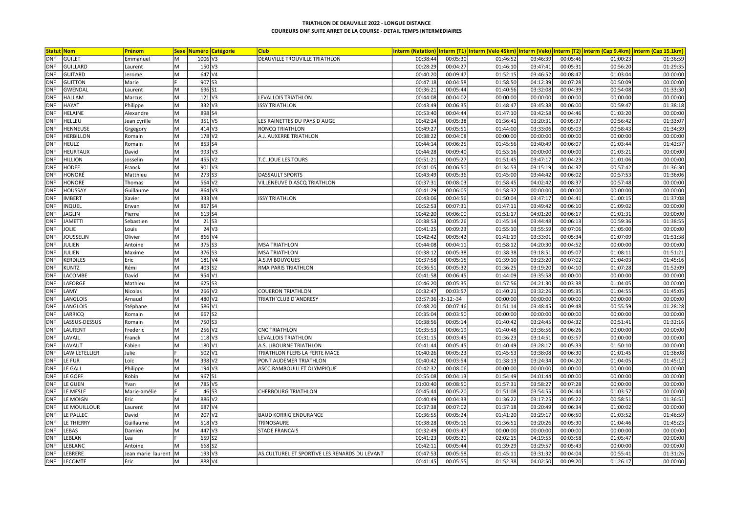**TRIATHLON DE DEAUVILLE 2022 - LONGUE DISTANCE**
**COUREURS DNF SUITE ARRET DE LA COURSE - DETAIL TEMPS INTERMEDIAIRES**

| Statut | Nom | Prénom | Sexe | Numéro | Catégorie | Club | Interm (Natation) | Interm (T1) | Interm (Velo 45km) | Interm (Velo) | Interm (T2) | Interm (Cap 9.4km) | Interm (Cap 15.1km) |
|---|---|---|---|---|---|---|---|---|---|---|---|---|---|
| DNF | GUILET | Emmanuel | M | 1006 | V3 | DEAUVILLE TROUVILLE TRIATHLON | 00:38:44 | 00:05:30 | 01:46:52 | 03:46:39 | 00:05:46 | 01:00:23 | 01:36:59 |
| DNF | GUILLARD | Laurent | M | 150 | V3 | | 00:28:29 | 00:04:27 | 01:46:10 | 03:47:41 | 00:05:31 | 00:56:20 | 01:29:35 |
| DNF | GUITARD | Jerome | M | 647 | V4 | | 00:40:20 | 00:09:47 | 01:52:15 | 03:46:52 | 00:08:47 | 01:03:04 | 00:00:00 |
| DNF | GUITTON | Marie | F | 907 | S3 | | 00:47:18 | 00:04:58 | 01:58:50 | 04:12:39 | 00:07:28 | 00:50:09 | 00:00:00 |
| DNF | GWENDAL | Laurent | M | 696 | S1 | | 00:36:21 | 00:05:44 | 01:40:56 | 03:32:08 | 00:04:39 | 00:54:08 | 01:33:30 |
| DNF | HALLAM | Marcus | M | 121 | V3 | LEVALLOIS TRIATHLON | 00:44:08 | 00:04:02 | 00:00:00 | 00:00:00 | 00:00:00 | 00:00:00 | 00:00:00 |
| DNF | HAYAT | Philippe | M | 332 | V3 | ISSY TRIATHLON | 00:43:49 | 00:06:35 | 01:48:47 | 03:45:38 | 00:06:00 | 00:59:47 | 01:38:18 |
| DNF | HELAINE | Alexandre | M | 898 | S4 | | 00:53:40 | 00:04:44 | 01:47:10 | 03:42:58 | 00:04:46 | 01:03:20 | 00:00:00 |
| DNF | HELLEU | Jean cyrille | M | 351 | V5 | LES RAINETTES DU PAYS D AUGE | 00:42:24 | 00:05:38 | 01:36:41 | 03:20:31 | 00:05:37 | 00:56:42 | 01:33:07 |
| DNF | HENNEUSE | Grgegory | M | 414 | V3 | RONCQ TRIATHLON | 00:49:27 | 00:05:51 | 01:44:00 | 03:33:06 | 00:05:03 | 00:58:43 | 01:34:39 |
| DNF | HERBILLON | Romain | M | 178 | V2 | A.J. AUXERRE TRIATHLON | 00:38:22 | 00:04:08 | 00:00:00 | 00:00:00 | 00:00:00 | 00:00:00 | 00:00:00 |
| DNF | HEULZ | Romain | M | 853 | S4 | | 00:44:14 | 00:06:25 | 01:45:56 | 03:40:49 | 00:06:07 | 01:03:44 | 01:42:37 |
| DNF | HEURTAUX | David | M | 993 | V3 | | 00:44:28 | 00:09:40 | 01:53:16 | 00:00:00 | 00:00:00 | 01:03:21 | 00:00:00 |
| DNF | HILLION | Josselin | M | 455 | V2 | T.C. JOUE LES TOURS | 00:51:21 | 00:05:27 | 01:51:45 | 03:47:17 | 00:04:23 | 01:01:06 | 00:00:00 |
| DNF | HODEE | Franck | M | 901 | V3 | | 00:41:05 | 00:06:50 | 01:34:53 | 03:15:19 | 00:04:37 | 00:57:42 | 01:36:30 |
| DNF | HONORÉ | Matthieu | M | 273 | S3 | DASSAULT SPORTS | 00:43:49 | 00:05:36 | 01:45:00 | 03:44:42 | 00:06:02 | 00:57:53 | 01:36:06 |
| DNF | HONORE | Thomas | M | 564 | V2 | VILLENEUVE D ASCQ TRIATHLON | 00:37:31 | 00:08:03 | 01:58:45 | 04:02:42 | 00:08:37 | 00:57:48 | 00:00:00 |
| DNF | HOUSSAY | Guillaume | M | 864 | V3 | | 00:41:29 | 00:06:05 | 01:58:32 | 00:00:00 | 00:00:00 | 00:00:00 | 00:00:00 |
| DNF | IMBERT | Xavier | M | 333 | V4 | ISSY TRIATHLON | 00:43:06 | 00:04:56 | 01:50:04 | 03:47:17 | 00:04:41 | 01:00:15 | 01:37:08 |
| DNF | INQUEL | Erwan | M | 867 | S4 | | 00:52:53 | 00:07:31 | 01:47:11 | 03:49:42 | 00:06:10 | 01:09:02 | 00:00:00 |
| DNF | JAGLIN | Pierre | M | 613 | S4 | | 00:42:20 | 00:06:00 | 01:51:17 | 04:01:20 | 00:06:17 | 01:01:31 | 00:00:00 |
| DNF | JAMETTI | Sebastien | M | 21 | S3 | | 00:38:53 | 00:05:26 | 01:45:14 | 03:44:48 | 00:06:13 | 00:59:36 | 01:38:55 |
| DNF | JOLIE | Louis | M | 24 | V3 | | 00:41:25 | 00:09:23 | 01:55:10 | 03:55:59 | 00:07:06 | 01:05:00 | 00:00:00 |
| DNF | JOUSSELIN | Olivier | M | 866 | V4 | | 00:42:42 | 00:05:42 | 01:41:19 | 03:33:01 | 00:05:34 | 01:07:09 | 01:51:38 |
| DNF | JULIEN | Antoine | M | 375 | S3 | MSA TRIATHLON | 00:44:08 | 00:04:11 | 01:58:12 | 04:20:30 | 00:04:52 | 00:00:00 | 00:00:00 |
| DNF | JULIEN | Maxime | M | 376 | S3 | MSA TRIATHLON | 00:38:12 | 00:05:38 | 01:38:38 | 03:18:51 | 00:05:07 | 01:08:11 | 01:51:21 |
| DNF | KERDILES | Eric | M | 181 | V4 | A.S.M BOUYGUES | 00:37:58 | 00:05:15 | 01:39:10 | 03:23:20 | 00:07:02 | 01:04:03 | 01:45:16 |
| DNF | KUNTZ | Rémi | M | 403 | S2 | RMA PARIS TRIATHLON | 00:36:51 | 00:05:32 | 01:36:25 | 03:19:20 | 00:04:10 | 01:07:28 | 01:52:09 |
| DNF | LACOMBE | David | M | 954 | V1 | | 00:41:58 | 00:06:45 | 01:44:09 | 03:35:58 | 00:00:00 | 00:00:00 | 00:00:00 |
| DNF | LAFORGE | Mathieu | M | 625 | S3 | | 00:46:20 | 00:05:35 | 01:57:56 | 04:21:30 | 00:03:38 | 01:04:05 | 00:00:00 |
| DNF | LAMY | Nicolas | M | 266 | V2 | COUERON TRIATHLON | 00:32:47 | 00:03:57 | 01:40:21 | 03:32:26 | 00:05:35 | 01:04:55 | 01:45:05 |
| DNF | LANGLOIS | Arnaud | M | 480 | V2 | TRIATH`CLUB D`ANDRESY | 03:57:36 | -3:-12:-34 | 00:00:00 | 00:00:00 | 00:00:00 | 00:00:00 | 00:00:00 |
| DNF | LANGLOIS | Stéphane | M | 586 | V1 | | 00:48:20 | 00:07:46 | 01:51:14 | 03:48:45 | 00:09:48 | 00:55:59 | 01:28:28 |
| DNF | LARRICQ | Romain | M | 667 | S2 | | 00:35:04 | 00:03:50 | 00:00:00 | 00:00:00 | 00:00:00 | 00:00:00 | 00:00:00 |
| DNF | LASSUS-DESSUS | Romain | M | 750 | S3 | | 00:38:56 | 00:05:14 | 01:40:42 | 03:24:45 | 00:04:32 | 00:51:41 | 01:32:16 |
| DNF | LAURENT | Frederic | M | 256 | V2 | CNC TRIATHLON | 00:35:53 | 00:06:19 | 01:40:48 | 03:36:56 | 00:06:26 | 00:00:00 | 00:00:00 |
| DNF | LAVAIL | Franck | M | 118 | V3 | LEVALLOIS TRIATHLON | 00:31:15 | 00:03:45 | 01:36:23 | 03:14:51 | 00:03:57 | 00:00:00 | 00:00:00 |
| DNF | LAVAUT | Fabien | M | 180 | V1 | A.S. LIBOURNE TRIATHLON | 00:41:44 | 00:05:45 | 01:40:49 | 03:28:17 | 00:05:33 | 01:50:10 | 00:00:00 |
| DNF | LAW LETELLIER | Julie | F | 502 | V1 | TRIATHLON FLERS LA FERTE MACE | 00:40:26 | 00:05:23 | 01:45:53 | 03:38:08 | 00:06:30 | 01:01:45 | 01:38:08 |
| DNF | LE FUR | Loïc | M | 398 | V2 | PONT AUDEMER TRIATHLON | 00:40:42 | 00:03:54 | 01:38:13 | 03:24:34 | 00:04:20 | 01:04:05 | 01:45:12 |
| DNF | LE GALL | Philippe | M | 194 | V3 | ASCC.RAMBOUILLET OLYMPIQUE | 00:42:32 | 00:08:06 | 00:00:00 | 00:00:00 | 00:00:00 | 00:00:00 | 00:00:00 |
| DNF | LE GOFF | Robin | M | 967 | S1 | | 00:55:08 | 00:04:13 | 01:54:49 | 04:01:44 | 00:00:00 | 00:00:00 | 00:00:00 |
| DNF | LE GUEN | Yvan | M | 785 | V5 | | 01:00:40 | 00:08:50 | 01:57:31 | 03:58:27 | 00:07:28 | 00:00:00 | 00:00:00 |
| DNF | LE MESLE | Marie-amélie | F | 46 | S3 | CHERBOURG TRIATHLON | 00:45:44 | 00:05:20 | 01:51:08 | 03:54:55 | 00:04:44 | 01:03:57 | 00:00:00 |
| DNF | LE MOIGN | Eric | M | 886 | V2 | | 00:40:49 | 00:04:33 | 01:36:22 | 03:17:25 | 00:05:22 | 00:58:51 | 01:36:51 |
| DNF | LE MOUILLOUR | Laurent | M | 687 | V4 | | 00:37:38 | 00:07:02 | 01:37:18 | 03:20:49 | 00:06:34 | 01:00:02 | 00:00:00 |
| DNF | LE PALLEC | David | M | 207 | V2 | BAUD KORRIG ENDURANCE | 00:36:55 | 00:05:24 | 01:41:20 | 03:29:17 | 00:06:50 | 01:03:52 | 01:46:59 |
| DNF | LE THIERRY | Guillaume | M | 518 | V3 | TRINOSAURE | 00:38:28 | 00:05:16 | 01:36:51 | 03:20:26 | 00:05:30 | 01:04:46 | 01:45:23 |
| DNF | LEBAS | Damien | M | 447 | V3 | STADE FRANCAIS | 00:32:49 | 00:03:47 | 00:00:00 | 00:00:00 | 00:00:00 | 00:00:00 | 00:00:00 |
| DNF | LEBLAN | Lea | F | 659 | S2 | | 00:41:23 | 00:05:21 | 02:02:15 | 04:19:55 | 00:03:58 | 01:05:47 | 00:00:00 |
| DNF | LEBLANC | Antoine | M | 668 | S2 | | 00:42:11 | 00:05:44 | 01:39:29 | 03:29:57 | 00:05:43 | 00:00:00 | 00:00:00 |
| DNF | LEBRERE | Jean marie laurent | M | 193 | V3 | AS.CULTUREL ET SPORTIVE LES RENARDS DU LEVANT | 00:47:53 | 00:05:58 | 01:45:11 | 03:31:32 | 00:04:04 | 00:55:41 | 01:31:26 |
| DNF | LECOMTE | Eric | M | 888 | V4 | | 00:41:45 | 00:05:55 | 01:52:38 | 04:02:50 | 00:09:20 | 01:26:17 | 00:00:00 |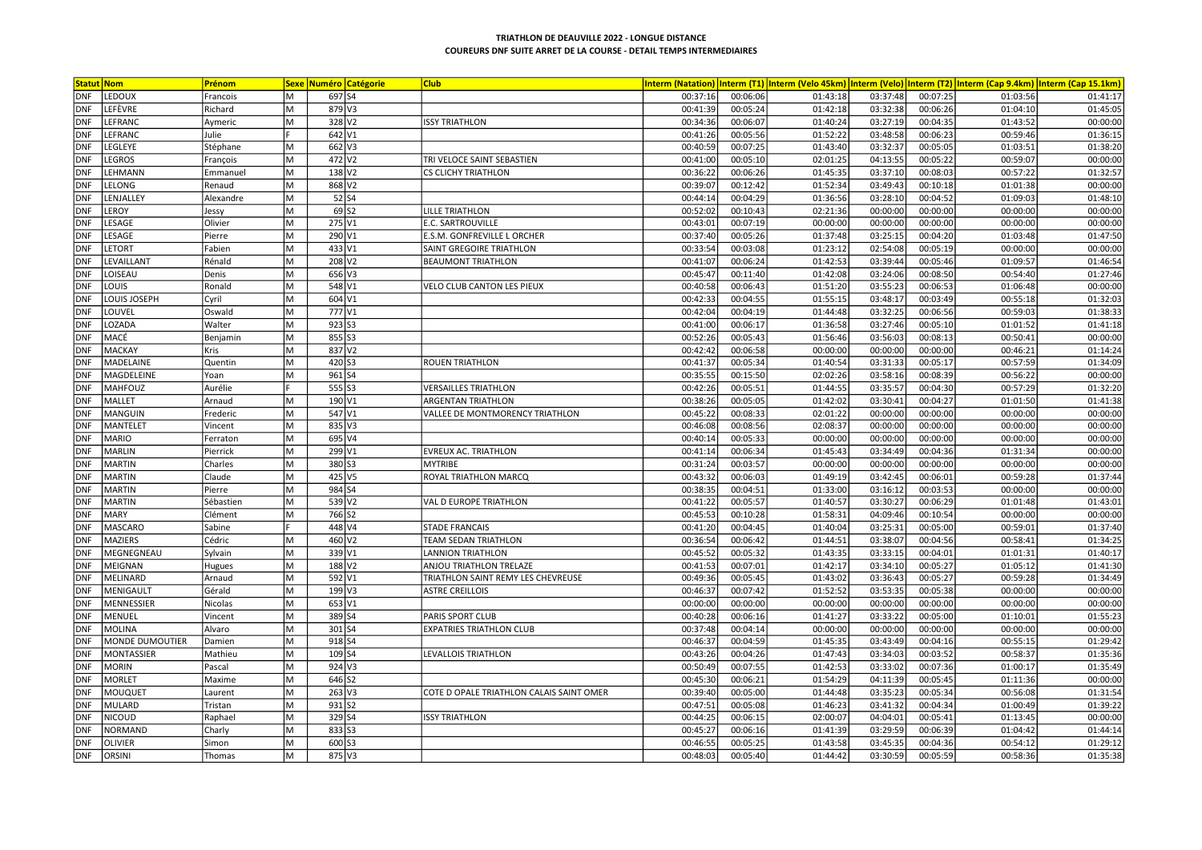**TRIATHLON DE DEAUVILLE 2022 - LONGUE DISTANCE**

**COUREURS DNF SUITE ARRET DE LA COURSE - DETAIL TEMPS INTERMEDIAIRES**

| Statut | Nom | Prénom | Sexe | Numéro | Catégorie | Club | Interm (Natation) | Interm (T1) | Interm (Velo 45km) | Interm (Velo) | Interm (T2) | Interm (Cap 9.4km) | Interm (Cap 15.1km) |
|---|---|---|---|---|---|---|---|---|---|---|---|---|---|
| DNF | LEDOUX | Francois | M | 697 | S4 | | 00:37:16 | 00:06:06 | 01:43:18 | 03:37:48 | 00:07:25 | 01:03:56 | 01:41:17 |
| DNF | LEFÈVRE | Richard | M | 879 | V3 | | 00:41:39 | 00:05:24 | 01:42:18 | 03:32:38 | 00:06:26 | 01:04:10 | 01:45:05 |
| DNF | LEFRANC | Aymeric | M | 328 | V2 | ISSY TRIATHLON | 00:34:36 | 00:06:07 | 01:40:24 | 03:27:19 | 00:04:35 | 01:43:52 | 00:00:00 |
| DNF | LEFRANC | Julie | F | 642 | V1 | | 00:41:26 | 00:05:56 | 01:52:22 | 03:48:58 | 00:06:23 | 00:59:46 | 01:36:15 |
| DNF | LEGLEYE | Stéphane | M | 662 | V3 | | 00:40:59 | 00:07:25 | 01:43:40 | 03:32:37 | 00:05:05 | 01:03:51 | 01:38:20 |
| DNF | LEGROS | François | M | 472 | V2 | TRI VELOCE SAINT SEBASTIEN | 00:41:00 | 00:05:10 | 02:01:25 | 04:13:55 | 00:05:22 | 00:59:07 | 00:00:00 |
| DNF | LEHMANN | Emmanuel | M | 138 | V2 | CS CLICHY TRIATHLON | 00:36:22 | 00:06:26 | 01:45:35 | 03:37:10 | 00:08:03 | 00:57:22 | 01:32:57 |
| DNF | LELONG | Renaud | M | 868 | V2 | | 00:39:07 | 00:12:42 | 01:52:34 | 03:49:43 | 00:10:18 | 01:01:38 | 00:00:00 |
| DNF | LENJALLEY | Alexandre | M | 52 | S4 | | 00:44:14 | 00:04:29 | 01:36:56 | 03:28:10 | 00:04:52 | 01:09:03 | 01:48:10 |
| DNF | LEROY | Jessy | M | 69 | S2 | LILLE TRIATHLON | 00:52:02 | 00:10:43 | 02:21:36 | 00:00:00 | 00:00:00 | 00:00:00 | 00:00:00 |
| DNF | LESAGE | Olivier | M | 275 | V1 | E.C. SARTROUVILLE | 00:43:01 | 00:07:19 | 00:00:00 | 00:00:00 | 00:00:00 | 00:00:00 | 00:00:00 |
| DNF | LESAGE | Pierre | M | 290 | V1 | E.S.M. GONFREVILLE L ORCHER | 00:37:40 | 00:05:26 | 01:37:48 | 03:25:15 | 00:04:20 | 01:03:48 | 01:47:50 |
| DNF | LETORT | Fabien | M | 433 | V1 | SAINT GREGOIRE TRIATHLON | 00:33:54 | 00:03:08 | 01:23:12 | 02:54:08 | 00:05:19 | 00:00:00 | 00:00:00 |
| DNF | LEVAILLANT | Rénald | M | 208 | V2 | BEAUMONT TRIATHLON | 00:41:07 | 00:06:24 | 01:42:53 | 03:39:44 | 00:05:46 | 01:09:57 | 01:46:54 |
| DNF | LOISEAU | Denis | M | 656 | V3 | | 00:45:47 | 00:11:40 | 01:42:08 | 03:24:06 | 00:08:50 | 00:54:40 | 01:27:46 |
| DNF | LOUIS | Ronald | M | 548 | V1 | VELO CLUB CANTON LES PIEUX | 00:40:58 | 00:06:43 | 01:51:20 | 03:55:23 | 00:06:53 | 01:06:48 | 00:00:00 |
| DNF | LOUIS JOSEPH | Cyril | M | 604 | V1 | | 00:42:33 | 00:04:55 | 01:55:15 | 03:48:17 | 00:03:49 | 00:55:18 | 01:32:03 |
| DNF | LOUVEL | Oswald | M | 777 | V1 | | 00:42:04 | 00:04:19 | 01:44:48 | 03:32:25 | 00:06:56 | 00:59:03 | 01:38:33 |
| DNF | LOZADA | Walter | M | 923 | S3 | | 00:41:00 | 00:06:17 | 01:36:58 | 03:27:46 | 00:05:10 | 01:01:52 | 01:41:18 |
| DNF | MACÉ | Benjamin | M | 855 | S3 | | 00:52:26 | 00:05:43 | 01:56:46 | 03:56:03 | 00:08:13 | 00:50:41 | 00:00:00 |
| DNF | MACKAY | Kris | M | 837 | V2 | | 00:42:42 | 00:06:58 | 00:00:00 | 00:00:00 | 00:00:00 | 00:46:21 | 01:14:24 |
| DNF | MADELAINE | Quentin | M | 420 | S3 | ROUEN TRIATHLON | 00:41:37 | 00:05:34 | 01:40:54 | 03:31:33 | 00:05:17 | 00:57:59 | 01:34:09 |
| DNF | MAGDELEINE | Yoan | M | 961 | S4 | | 00:35:55 | 00:15:50 | 02:02:26 | 03:58:16 | 00:08:39 | 00:56:22 | 00:00:00 |
| DNF | MAHFOUZ | Aurélie | F | 555 | S3 | VERSAILLES TRIATHLON | 00:42:26 | 00:05:51 | 01:44:55 | 03:35:57 | 00:04:30 | 00:57:29 | 01:32:20 |
| DNF | MALLET | Arnaud | M | 190 | V1 | ARGENTAN TRIATHLON | 00:38:26 | 00:05:05 | 01:42:02 | 03:30:41 | 00:04:27 | 01:01:50 | 01:41:38 |
| DNF | MANGUIN | Frederic | M | 547 | V1 | VALLEE DE MONTMORENCY TRIATHLON | 00:45:22 | 00:08:33 | 02:01:22 | 00:00:00 | 00:00:00 | 00:00:00 | 00:00:00 |
| DNF | MANTELET | Vincent | M | 835 | V3 | | 00:46:08 | 00:08:56 | 02:08:37 | 00:00:00 | 00:00:00 | 00:00:00 | 00:00:00 |
| DNF | MARIO | Ferraton | M | 695 | V4 | | 00:40:14 | 00:05:33 | 00:00:00 | 00:00:00 | 00:00:00 | 00:00:00 | 00:00:00 |
| DNF | MARLIN | Pierrick | M | 299 | V1 | EVREUX AC. TRIATHLON | 00:41:14 | 00:06:34 | 01:45:43 | 03:34:49 | 00:04:36 | 01:31:34 | 00:00:00 |
| DNF | MARTIN | Charles | M | 380 | S3 | MYTRIBE | 00:31:24 | 00:03:57 | 00:00:00 | 00:00:00 | 00:00:00 | 00:00:00 | 00:00:00 |
| DNF | MARTIN | Claude | M | 425 | V5 | ROYAL TRIATHLON MARCQ | 00:43:32 | 00:06:03 | 01:49:19 | 03:42:45 | 00:06:01 | 00:59:28 | 01:37:44 |
| DNF | MARTIN | Pierre | M | 984 | S4 | | 00:38:35 | 00:04:51 | 01:33:00 | 03:16:12 | 00:03:53 | 00:00:00 | 00:00:00 |
| DNF | MARTIN | Sébastien | M | 539 | V2 | VAL D EUROPE TRIATHLON | 00:41:22 | 00:05:57 | 01:40:57 | 03:30:27 | 00:06:29 | 01:01:48 | 01:43:01 |
| DNF | MARY | Clément | M | 766 | S2 | | 00:45:53 | 00:10:28 | 01:58:31 | 04:09:46 | 00:10:54 | 00:00:00 | 00:00:00 |
| DNF | MASCARO | Sabine | F | 448 | V4 | STADE FRANCAIS | 00:41:20 | 00:04:45 | 01:40:04 | 03:25:31 | 00:05:00 | 00:59:01 | 01:37:40 |
| DNF | MAZIERS | Cédric | M | 460 | V2 | TEAM SEDAN TRIATHLON | 00:36:54 | 00:06:42 | 01:44:51 | 03:38:07 | 00:04:56 | 00:58:41 | 01:34:25 |
| DNF | MEGNEGNEAU | Sylvain | M | 339 | V1 | LANNION TRIATHLON | 00:45:52 | 00:05:32 | 01:43:35 | 03:33:15 | 00:04:01 | 01:01:31 | 01:40:17 |
| DNF | MEIGNAN | Hugues | M | 188 | V2 | ANJOU TRIATHLON TRELAZE | 00:41:53 | 00:07:01 | 01:42:17 | 03:34:10 | 00:05:27 | 01:05:12 | 01:41:30 |
| DNF | MELINARD | Arnaud | M | 592 | V1 | TRIATHLON SAINT REMY LES CHEVREUSE | 00:49:36 | 00:05:45 | 01:43:02 | 03:36:43 | 00:05:27 | 00:59:28 | 01:34:49 |
| DNF | MENIGAULT | Gérald | M | 199 | V3 | ASTRE CREILLOIS | 00:46:37 | 00:07:42 | 01:52:52 | 03:53:35 | 00:05:38 | 00:00:00 | 00:00:00 |
| DNF | MENNESSIER | Nicolas | M | 653 | V1 | | 00:00:00 | 00:00:00 | 00:00:00 | 00:00:00 | 00:00:00 | 00:00:00 | 00:00:00 |
| DNF | MENUEL | Vincent | M | 389 | S4 | PARIS SPORT CLUB | 00:40:28 | 00:06:16 | 01:41:27 | 03:33:22 | 00:05:00 | 01:10:01 | 01:55:23 |
| DNF | MOLINA | Alvaro | M | 301 | S4 | EXPATRIES TRIATHLON CLUB | 00:37:48 | 00:04:14 | 00:00:00 | 00:00:00 | 00:00:00 | 00:00:00 | 00:00:00 |
| DNF | MONDE DUMOUTIER | Damien | M | 918 | S4 | | 00:46:37 | 00:04:59 | 01:45:35 | 03:43:49 | 00:04:16 | 00:55:15 | 01:29:42 |
| DNF | MONTASSIER | Mathieu | M | 109 | S4 | LEVALLOIS TRIATHLON | 00:43:26 | 00:04:26 | 01:47:43 | 03:34:03 | 00:03:52 | 00:58:37 | 01:35:36 |
| DNF | MORIN | Pascal | M | 924 | V3 | | 00:50:49 | 00:07:55 | 01:42:53 | 03:33:02 | 00:07:36 | 01:00:17 | 01:35:49 |
| DNF | MORLET | Maxime | M | 646 | S2 | | 00:45:30 | 00:06:21 | 01:54:29 | 04:11:39 | 00:05:45 | 01:11:36 | 00:00:00 |
| DNF | MOUQUET | Laurent | M | 263 | V3 | COTE D OPALE TRIATHLON CALAIS SAINT OMER | 00:39:40 | 00:05:00 | 01:44:48 | 03:35:23 | 00:05:34 | 00:56:08 | 01:31:54 |
| DNF | MULARD | Tristan | M | 931 | S2 | | 00:47:51 | 00:05:08 | 01:46:23 | 03:41:32 | 00:04:34 | 01:00:49 | 01:39:22 |
| DNF | NICOUD | Raphael | M | 329 | S4 | ISSY TRIATHLON | 00:44:25 | 00:06:15 | 02:00:07 | 04:04:01 | 00:05:41 | 01:13:45 | 00:00:00 |
| DNF | NORMAND | Charly | M | 833 | S3 | | 00:45:27 | 00:06:16 | 01:41:39 | 03:29:59 | 00:06:39 | 01:04:42 | 01:44:14 |
| DNF | OLIVIER | Simon | M | 600 | S3 | | 00:46:55 | 00:05:25 | 01:43:58 | 03:45:35 | 00:04:36 | 00:54:12 | 01:29:12 |
| DNF | ORSINI | Thomas | M | 875 | V3 | | 00:48:03 | 00:05:40 | 01:44:42 | 03:30:59 | 00:05:59 | 00:58:36 | 01:35:38 |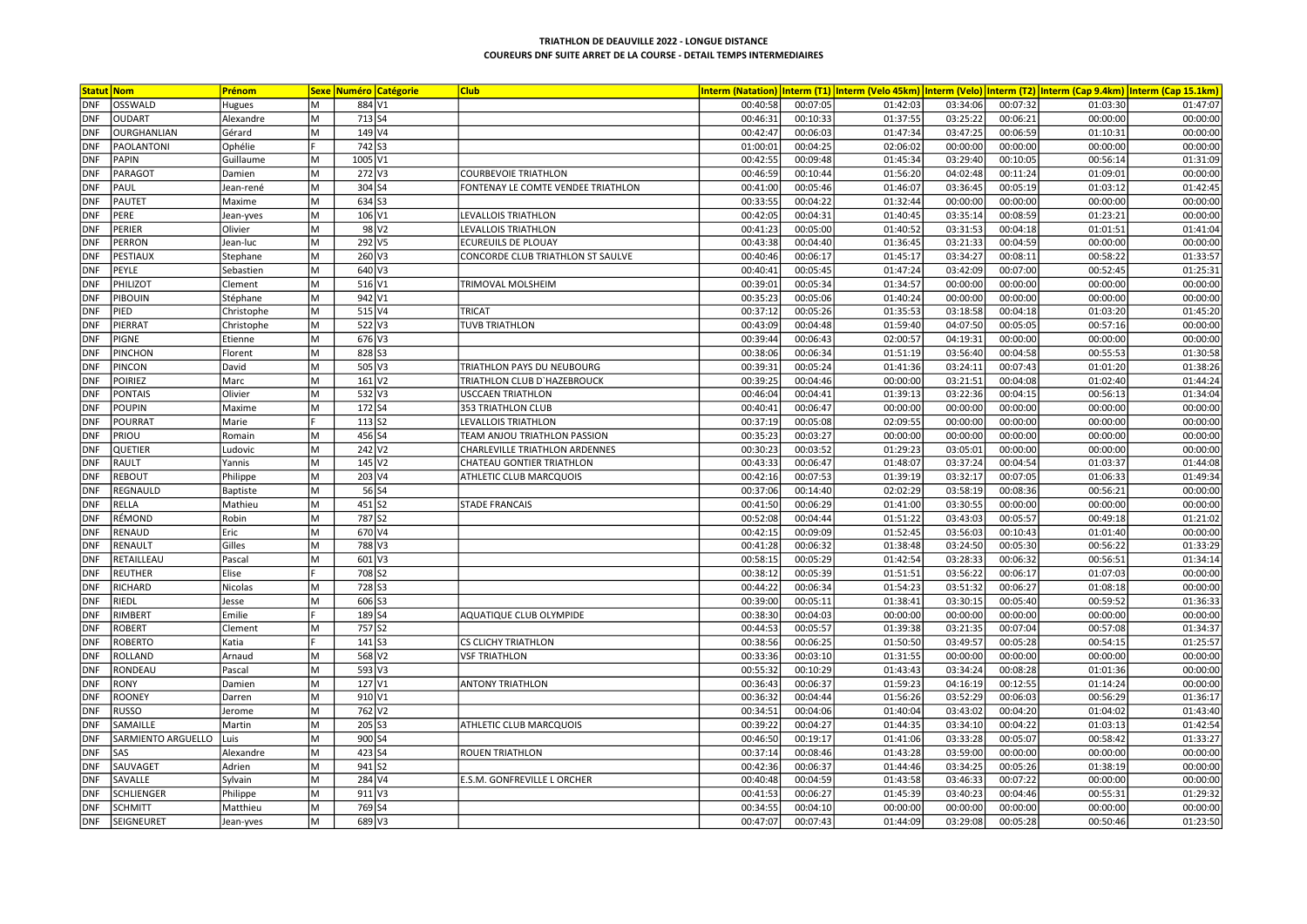**TRIATHLON DE DEAUVILLE 2022 - LONGUE DISTANCE**

**COUREURS DNF SUITE ARRET DE LA COURSE - DETAIL TEMPS INTERMEDIAIRES**

| Statut | Nom | Prénom | Sexe | Numéro | Catégorie | Club | Interm (Natation) | Interm (T1) | Interm (Velo 45km) | Interm (Velo) | Interm (T2) | Interm (Cap 9.4km) | Interm (Cap 15.1km) |
|---|---|---|---|---|---|---|---|---|---|---|---|---|---|
| DNF | OSSWALD | Hugues | M | 884 | V1 | | 00:40:58 | 00:07:05 | 01:42:03 | 03:34:06 | 00:07:32 | 01:03:30 | 01:47:07 |
| DNF | OUDART | Alexandre | M | 713 | S4 | | 00:46:31 | 00:10:33 | 01:37:55 | 03:25:22 | 00:06:21 | 00:00:00 | 00:00:00 |
| DNF | OURGHANLIAN | Gérard | M | 149 | V4 | | 00:42:47 | 00:06:03 | 01:47:34 | 03:47:25 | 00:06:59 | 01:10:31 | 00:00:00 |
| DNF | PAOLANTONI | Ophélie | F | 742 | S3 | | 01:00:01 | 00:04:25 | 02:06:02 | 00:00:00 | 00:00:00 | 00:00:00 | 00:00:00 |
| DNF | PAPIN | Guillaume | M | 1005 | V1 | | 00:42:55 | 00:09:48 | 01:45:34 | 03:29:40 | 00:10:05 | 00:56:14 | 01:31:09 |
| DNF | PARAGOT | Damien | M | 272 | V3 | COURBEVOIE TRIATHLON | 00:46:59 | 00:10:44 | 01:56:20 | 04:02:48 | 00:11:24 | 01:09:01 | 00:00:00 |
| DNF | PAUL | Jean-rené | M | 304 | S4 | FONTENAY LE COMTE VENDEE TRIATHLON | 00:41:00 | 00:05:46 | 01:46:07 | 03:36:45 | 00:05:19 | 01:03:12 | 01:42:45 |
| DNF | PAUTET | Maxime | M | 634 | S3 | | 00:33:55 | 00:04:22 | 01:32:44 | 00:00:00 | 00:00:00 | 00:00:00 | 00:00:00 |
| DNF | PERE | Jean-yves | M | 106 | V1 | LEVALLOIS TRIATHLON | 00:42:05 | 00:04:31 | 01:40:45 | 03:35:14 | 00:08:59 | 01:23:21 | 00:00:00 |
| DNF | PERIER | Olivier | M | 98 | V2 | LEVALLOIS TRIATHLON | 00:41:23 | 00:05:00 | 01:40:52 | 03:31:53 | 00:04:18 | 01:01:51 | 01:41:04 |
| DNF | PERRON | Jean-luc | M | 292 | V5 | ECUREUILS DE PLOUAY | 00:43:38 | 00:04:40 | 01:36:45 | 03:21:33 | 00:04:59 | 00:00:00 | 00:00:00 |
| DNF | PESTIAUX | Stephane | M | 260 | V3 | CONCORDE CLUB TRIATHLON ST SAULVE | 00:40:46 | 00:06:17 | 01:45:17 | 03:34:27 | 00:08:11 | 00:58:22 | 01:33:57 |
| DNF | PEYLE | Sebastien | M | 640 | V3 | | 00:40:41 | 00:05:45 | 01:47:24 | 03:42:09 | 00:07:00 | 00:52:45 | 01:25:31 |
| DNF | PHILIZOT | Clement | M | 516 | V1 | TRIMOVAL MOLSHEIM | 00:39:01 | 00:05:34 | 01:34:57 | 00:00:00 | 00:00:00 | 00:00:00 | 00:00:00 |
| DNF | PIBOUIN | Stéphane | M | 942 | V1 | | 00:35:23 | 00:05:06 | 01:40:24 | 00:00:00 | 00:00:00 | 00:00:00 | 00:00:00 |
| DNF | PIED | Christophe | M | 515 | V4 | TRICAT | 00:37:12 | 00:05:26 | 01:35:53 | 03:18:58 | 00:04:18 | 01:03:20 | 01:45:20 |
| DNF | PIERRAT | Christophe | M | 522 | V3 | TUVB TRIATHLON | 00:43:09 | 00:04:48 | 01:59:40 | 04:07:50 | 00:05:05 | 00:57:16 | 00:00:00 |
| DNF | PIGNE | Etienne | M | 676 | V3 | | 00:39:44 | 00:06:43 | 02:00:57 | 04:19:31 | 00:00:00 | 00:00:00 | 00:00:00 |
| DNF | PINCHON | Florent | M | 828 | S3 | | 00:38:06 | 00:06:34 | 01:51:19 | 03:56:40 | 00:04:58 | 00:55:53 | 01:30:58 |
| DNF | PINCON | David | M | 505 | V3 | TRIATHLON PAYS DU NEUBOURG | 00:39:31 | 00:05:24 | 01:41:36 | 03:24:11 | 00:07:43 | 01:01:20 | 01:38:26 |
| DNF | POIRIEZ | Marc | M | 161 | V2 | TRIATHLON CLUB D`HAZEBROUCK | 00:39:25 | 00:04:46 | 00:00:00 | 03:21:51 | 00:04:08 | 01:02:40 | 01:44:24 |
| DNF | PONTAIS | Olivier | M | 532 | V3 | USCCAEN TRIATHLON | 00:46:04 | 00:04:41 | 01:39:13 | 03:22:36 | 00:04:15 | 00:56:13 | 01:34:04 |
| DNF | POUPIN | Maxime | M | 172 | S4 | 353 TRIATHLON CLUB | 00:40:41 | 00:06:47 | 00:00:00 | 00:00:00 | 00:00:00 | 00:00:00 | 00:00:00 |
| DNF | POURRAT | Marie | F | 113 | S2 | LEVALLOIS TRIATHLON | 00:37:19 | 00:05:08 | 02:09:55 | 00:00:00 | 00:00:00 | 00:00:00 | 00:00:00 |
| DNF | PRIOU | Romain | M | 456 | S4 | TEAM ANJOU TRIATHLON PASSION | 00:35:23 | 00:03:27 | 00:00:00 | 00:00:00 | 00:00:00 | 00:00:00 | 00:00:00 |
| DNF | QUETIER | Ludovic | M | 242 | V2 | CHARLEVILLE TRIATHLON ARDENNES | 00:30:23 | 00:03:52 | 01:29:23 | 03:05:01 | 00:00:00 | 00:00:00 | 00:00:00 |
| DNF | RAULT | Yannis | M | 145 | V2 | CHATEAU GONTIER TRIATHLON | 00:43:33 | 00:06:47 | 01:48:07 | 03:37:24 | 00:04:54 | 01:03:37 | 01:44:08 |
| DNF | REBOUT | Philippe | M | 203 | V4 | ATHLETIC CLUB MARCQUOIS | 00:42:16 | 00:07:53 | 01:39:19 | 03:32:17 | 00:07:05 | 01:06:33 | 01:49:34 |
| DNF | REGNAULD | Baptiste | M | 56 | S4 | | 00:37:06 | 00:14:40 | 02:02:29 | 03:58:19 | 00:08:36 | 00:56:21 | 00:00:00 |
| DNF | RELLA | Mathieu | M | 451 | S2 | STADE FRANCAIS | 00:41:50 | 00:06:29 | 01:41:00 | 03:30:55 | 00:00:00 | 00:00:00 | 00:00:00 |
| DNF | RÉMOND | Robin | M | 787 | S2 | | 00:52:08 | 00:04:44 | 01:51:22 | 03:43:03 | 00:05:57 | 00:49:18 | 01:21:02 |
| DNF | RENAUD | Eric | M | 670 | V4 | | 00:42:15 | 00:09:09 | 01:52:45 | 03:56:03 | 00:10:43 | 01:01:40 | 00:00:00 |
| DNF | RENAULT | Gilles | M | 788 | V3 | | 00:41:28 | 00:06:32 | 01:38:48 | 03:24:50 | 00:05:30 | 00:56:22 | 01:33:29 |
| DNF | RETAILLEAU | Pascal | M | 601 | V3 | | 00:58:15 | 00:05:29 | 01:42:54 | 03:28:33 | 00:06:32 | 00:56:51 | 01:34:14 |
| DNF | REUTHER | Elise | F | 708 | S2 | | 00:38:12 | 00:05:39 | 01:51:51 | 03:56:22 | 00:06:17 | 01:07:03 | 00:00:00 |
| DNF | RICHARD | Nicolas | M | 728 | S3 | | 00:44:22 | 00:06:34 | 01:54:23 | 03:51:32 | 00:06:27 | 01:08:18 | 00:00:00 |
| DNF | RIEDL | Jesse | M | 606 | S3 | | 00:39:00 | 00:05:11 | 01:38:41 | 03:30:15 | 00:05:40 | 00:59:52 | 01:36:33 |
| DNF | RIMBERT | Emilie | F | 189 | S4 | AQUATIQUE CLUB OLYMPIDE | 00:38:30 | 00:04:03 | 00:00:00 | 00:00:00 | 00:00:00 | 00:00:00 | 00:00:00 |
| DNF | ROBERT | Clement | M | 757 | S2 | | 00:44:53 | 00:05:57 | 01:39:38 | 03:21:35 | 00:07:04 | 00:57:08 | 01:34:37 |
| DNF | ROBERTO | Katia | F | 141 | S3 | CS CLICHY TRIATHLON | 00:38:56 | 00:06:25 | 01:50:50 | 03:49:57 | 00:05:28 | 00:54:15 | 01:25:57 |
| DNF | ROLLAND | Arnaud | M | 568 | V2 | VSF TRIATHLON | 00:33:36 | 00:03:10 | 01:31:55 | 00:00:00 | 00:00:00 | 00:00:00 | 00:00:00 |
| DNF | RONDEAU | Pascal | M | 593 | V3 | | 00:55:32 | 00:10:29 | 01:43:43 | 03:34:24 | 00:08:28 | 01:01:36 | 00:00:00 |
| DNF | RONY | Damien | M | 127 | V1 | ANTONY TRIATHLON | 00:36:43 | 00:06:37 | 01:59:23 | 04:16:19 | 00:12:55 | 01:14:24 | 00:00:00 |
| DNF | ROONEY | Darren | M | 910 | V1 | | 00:36:32 | 00:04:44 | 01:56:26 | 03:52:29 | 00:06:03 | 00:56:29 | 01:36:17 |
| DNF | RUSSO | Jerome | M | 762 | V2 | | 00:34:51 | 00:04:06 | 01:40:04 | 03:43:02 | 00:04:20 | 01:04:02 | 01:43:40 |
| DNF | SAMAILLE | Martin | M | 205 | S3 | ATHLETIC CLUB MARCQUOIS | 00:39:22 | 00:04:27 | 01:44:35 | 03:34:10 | 00:04:22 | 01:03:13 | 01:42:54 |
| DNF | SARMIENTO ARGUELLO | Luis | M | 900 | S4 | | 00:46:50 | 00:19:17 | 01:41:06 | 03:33:28 | 00:05:07 | 00:58:42 | 01:33:27 |
| DNF | SAS | Alexandre | M | 423 | S4 | ROUEN TRIATHLON | 00:37:14 | 00:08:46 | 01:43:28 | 03:59:00 | 00:00:00 | 00:00:00 | 00:00:00 |
| DNF | SAUVAGET | Adrien | M | 941 | S2 | | 00:42:36 | 00:06:37 | 01:44:46 | 03:34:25 | 00:05:26 | 01:38:19 | 00:00:00 |
| DNF | SAVALLE | Sylvain | M | 284 | V4 | E.S.M. GONFREVILLE L ORCHER | 00:40:48 | 00:04:59 | 01:43:58 | 03:46:33 | 00:07:22 | 00:00:00 | 00:00:00 |
| DNF | SCHLIENGER | Philippe | M | 911 | V3 | | 00:41:53 | 00:06:27 | 01:45:39 | 03:40:23 | 00:04:46 | 00:55:31 | 01:29:32 |
| DNF | SCHMITT | Matthieu | M | 769 | S4 | | 00:34:55 | 00:04:10 | 00:00:00 | 00:00:00 | 00:00:00 | 00:00:00 | 00:00:00 |
| DNF | SEIGNEURET | Jean-yves | M | 689 | V3 | | 00:47:07 | 00:07:43 | 01:44:09 | 03:29:08 | 00:05:28 | 00:50:46 | 01:23:50 |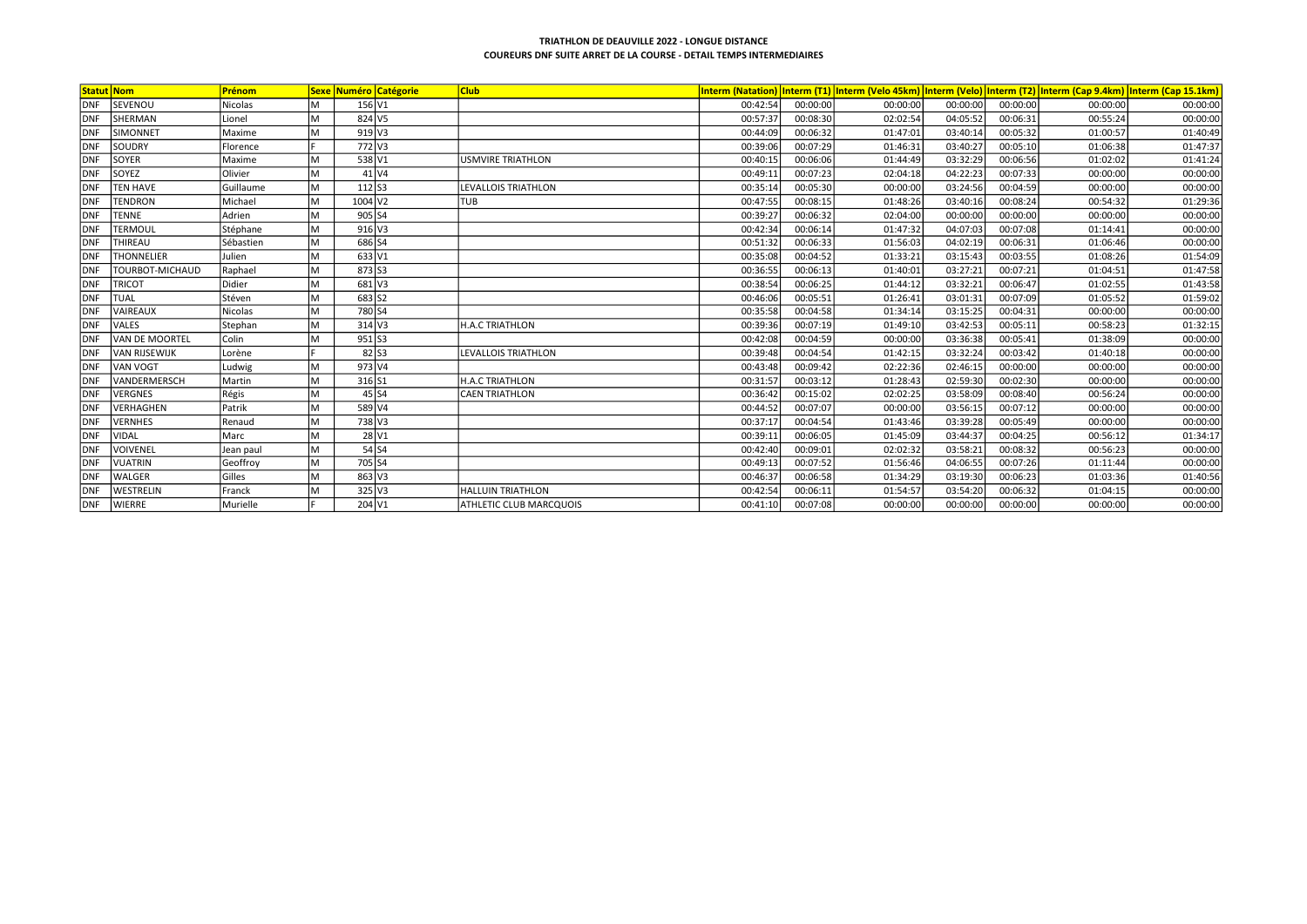**TRIATHLON DE DEAUVILLE 2022 - LONGUE DISTANCE**

**COUREURS DNF SUITE ARRET DE LA COURSE - DETAIL TEMPS INTERMEDIAIRES**

| Statut | Nom | Prénom | Sexe | Numéro | Catégorie | Club | Interm (Natation) | Interm (T1) | Interm (Velo 45km) | Interm (Velo) | Interm (T2) | Interm (Cap 9.4km) | Interm (Cap 15.1km) |
|---|---|---|---|---|---|---|---|---|---|---|---|---|---|
| DNF | SEVENOU | Nicolas | M | 156 | V1 | | 00:42:54 | 00:00:00 | 00:00:00 | 00:00:00 | 00:00:00 | 00:00:00 | 00:00:00 |
| DNF | SHERMAN | Lionel | M | 824 | V5 | | 00:57:37 | 00:08:30 | 02:02:54 | 04:05:52 | 00:06:31 | 00:55:24 | 00:00:00 |
| DNF | SIMONNET | Maxime | M | 919 | V3 | | 00:44:09 | 00:06:32 | 01:47:01 | 03:40:14 | 00:05:32 | 01:00:57 | 01:40:49 |
| DNF | SOUDRY | Florence | F | 772 | V3 | | 00:39:06 | 00:07:29 | 01:46:31 | 03:40:27 | 00:05:10 | 01:06:38 | 01:47:37 |
| DNF | SOYER | Maxime | M | 538 | V1 | USMVIRE TRIATHLON | 00:40:15 | 00:06:06 | 01:44:49 | 03:32:29 | 00:06:56 | 01:02:02 | 01:41:24 |
| DNF | SOYEZ | Olivier | M | 41 | V4 | | 00:49:11 | 00:07:23 | 02:04:18 | 04:22:23 | 00:07:33 | 00:00:00 | 00:00:00 |
| DNF | TEN HAVE | Guillaume | M | 112 | S3 | LEVALLOIS TRIATHLON | 00:35:14 | 00:05:30 | 00:00:00 | 03:24:56 | 00:04:59 | 00:00:00 | 00:00:00 |
| DNF | TENDRON | Michael | M | 1004 | V2 | TUB | 00:47:55 | 00:08:15 | 01:48:26 | 03:40:16 | 00:08:24 | 00:54:32 | 01:29:36 |
| DNF | TENNE | Adrien | M | 905 | S4 | | 00:39:27 | 00:06:32 | 02:04:00 | 00:00:00 | 00:00:00 | 00:00:00 | 00:00:00 |
| DNF | TERMOUL | Stéphane | M | 916 | V3 | | 00:42:34 | 00:06:14 | 01:47:32 | 04:07:03 | 00:07:08 | 01:14:41 | 00:00:00 |
| DNF | THIREAU | Sébastien | M | 686 | S4 | | 00:51:32 | 00:06:33 | 01:56:03 | 04:02:19 | 00:06:31 | 01:06:46 | 00:00:00 |
| DNF | THONNELIER | Julien | M | 633 | V1 | | 00:35:08 | 00:04:52 | 01:33:21 | 03:15:43 | 00:03:55 | 01:08:26 | 01:54:09 |
| DNF | TOURBOT-MICHAUD | Raphael | M | 873 | S3 | | 00:36:55 | 00:06:13 | 01:40:01 | 03:27:21 | 00:07:21 | 01:04:51 | 01:47:58 |
| DNF | TRICOT | Didier | M | 681 | V3 | | 00:38:54 | 00:06:25 | 01:44:12 | 03:32:21 | 00:06:47 | 01:02:55 | 01:43:58 |
| DNF | TUAL | Stéven | M | 683 | S2 | | 00:46:06 | 00:05:51 | 01:26:41 | 03:01:31 | 00:07:09 | 01:05:52 | 01:59:02 |
| DNF | VAIREAUX | Nicolas | M | 780 | S4 | | 00:35:58 | 00:04:58 | 01:34:14 | 03:15:25 | 00:04:31 | 00:00:00 | 00:00:00 |
| DNF | VALES | Stephan | M | 314 | V3 | H.A.C TRIATHLON | 00:39:36 | 00:07:19 | 01:49:10 | 03:42:53 | 00:05:11 | 00:58:23 | 01:32:15 |
| DNF | VAN DE MOORTEL | Colin | M | 951 | S3 | | 00:42:08 | 00:04:59 | 00:00:00 | 03:36:38 | 00:05:41 | 01:38:09 | 00:00:00 |
| DNF | VAN RIJSEWIJK | Lorène | F | 82 | S3 | LEVALLOIS TRIATHLON | 00:39:48 | 00:04:54 | 01:42:15 | 03:32:24 | 00:03:42 | 01:40:18 | 00:00:00 |
| DNF | VAN VOGT | Ludwig | M | 973 | V4 | | 00:43:48 | 00:09:42 | 02:22:36 | 02:46:15 | 00:00:00 | 00:00:00 | 00:00:00 |
| DNF | VANDERMERSCH | Martin | M | 316 | S1 | H.A.C TRIATHLON | 00:31:57 | 00:03:12 | 01:28:43 | 02:59:30 | 00:02:30 | 00:00:00 | 00:00:00 |
| DNF | VERGNES | Régis | M | 45 | S4 | CAEN TRIATHLON | 00:36:42 | 00:15:02 | 02:02:25 | 03:58:09 | 00:08:40 | 00:56:24 | 00:00:00 |
| DNF | VERHAGHEN | Patrik | M | 589 | V4 | | 00:44:52 | 00:07:07 | 00:00:00 | 03:56:15 | 00:07:12 | 00:00:00 | 00:00:00 |
| DNF | VERNHES | Renaud | M | 738 | V3 | | 00:37:17 | 00:04:54 | 01:43:46 | 03:39:28 | 00:05:49 | 00:00:00 | 00:00:00 |
| DNF | VIDAL | Marc | M | 28 | V1 | | 00:39:11 | 00:06:05 | 01:45:09 | 03:44:37 | 00:04:25 | 00:56:12 | 01:34:17 |
| DNF | VOIVENEL | Jean paul | M | 54 | S4 | | 00:42:40 | 00:09:01 | 02:02:32 | 03:58:21 | 00:08:32 | 00:56:23 | 00:00:00 |
| DNF | VUATRIN | Geoffroy | M | 705 | S4 | | 00:49:13 | 00:07:52 | 01:56:46 | 04:06:55 | 00:07:26 | 01:11:44 | 00:00:00 |
| DNF | WALGER | Gilles | M | 863 | V3 | | 00:46:37 | 00:06:58 | 01:34:29 | 03:19:30 | 00:06:23 | 01:03:36 | 01:40:56 |
| DNF | WESTRELIN | Franck | M | 325 | V3 | HALLUIN TRIATHLON | 00:42:54 | 00:06:11 | 01:54:57 | 03:54:20 | 00:06:32 | 01:04:15 | 00:00:00 |
| DNF | WIERRE | Murielle | F | 204 | V1 | ATHLETIC CLUB MARCQUOIS | 00:41:10 | 00:07:08 | 00:00:00 | 00:00:00 | 00:00:00 | 00:00:00 | 00:00:00 |